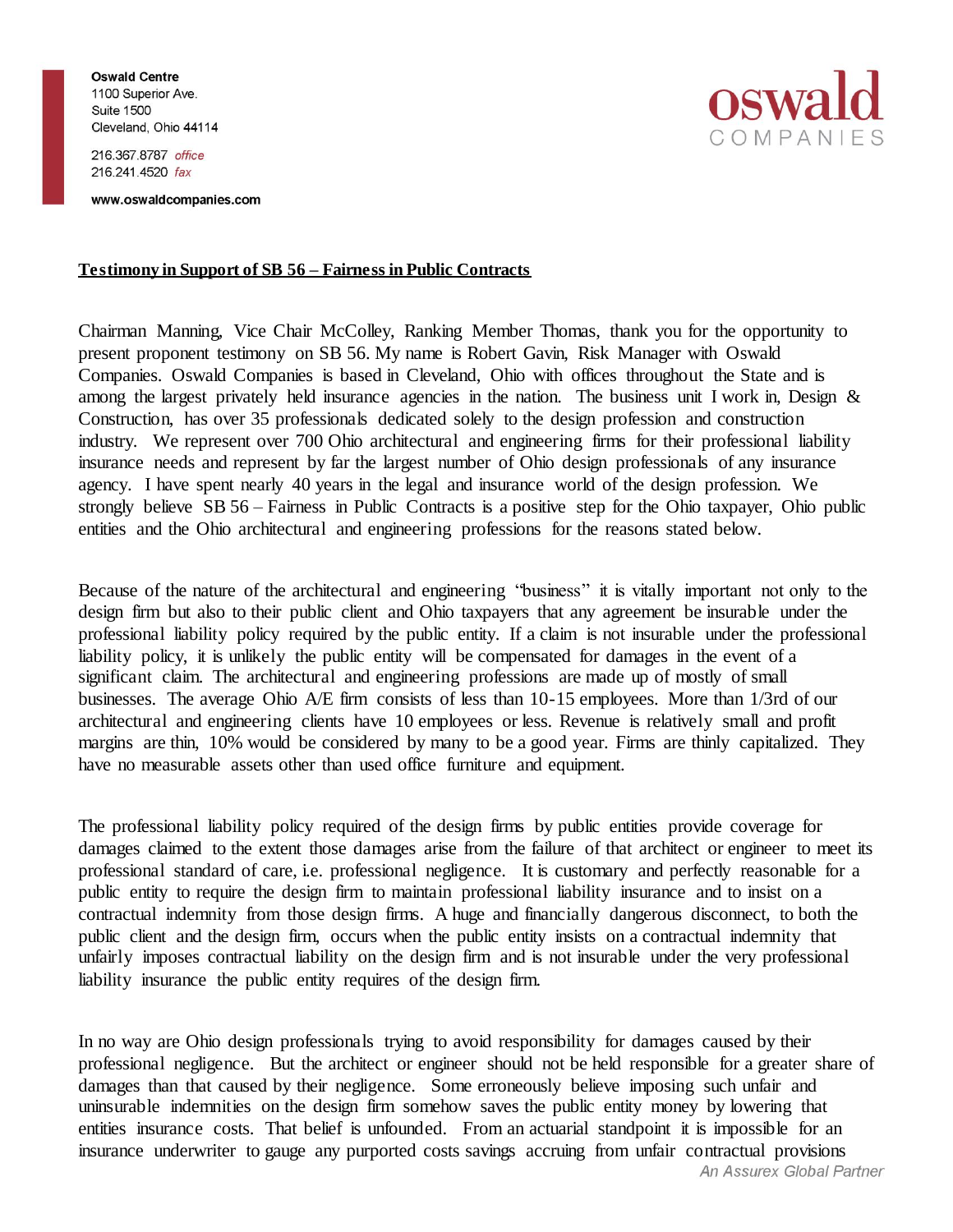Oswald Centre
1100 Superior Ave.
Suite 1500
Cleveland, Ohio 44114

216.367.8787 *office*
216.241.4520 *fax*

**www.oswaldcompanies.com**

**oswald** COMPANIES

**Testimony in Support of SB 56 – Fairness in Public Contracts**

Chairman Manning, Vice Chair McColley, Ranking Member Thomas, thank you for the opportunity to present proponent testimony on SB 56. My name is Robert Gavin, Risk Manager with Oswald Companies. Oswald Companies is based in Cleveland, Ohio with offices throughout the State and is among the largest privately held insurance agencies in the nation. The business unit I work in, Design & Construction, has over 35 professionals dedicated solely to the design profession and construction industry. We represent over 700 Ohio architectural and engineering firms for their professional liability insurance needs and represent by far the largest number of Ohio design professionals of any insurance agency. I have spent nearly 40 years in the legal and insurance world of the design profession. We strongly believe SB 56 – Fairness in Public Contracts is a positive step for the Ohio taxpayer, Ohio public entities and the Ohio architectural and engineering professions for the reasons stated below.

Because of the nature of the architectural and engineering "business" it is vitally important not only to the design firm but also to their public client and Ohio taxpayers that any agreement be insurable under the professional liability policy required by the public entity. If a claim is not insurable under the professional liability policy, it is unlikely the public entity will be compensated for damages in the event of a significant claim. The architectural and engineering professions are made up of mostly of small businesses. The average Ohio A/E firm consists of less than 10-15 employees. More than 1/3rd of our architectural and engineering clients have 10 employees or less. Revenue is relatively small and profit margins are thin, 10% would be considered by many to be a good year. Firms are thinly capitalized. They have no measurable assets other than used office furniture and equipment.

The professional liability policy required of the design firms by public entities provide coverage for damages claimed to the extent those damages arise from the failure of that architect or engineer to meet its professional standard of care, i.e. professional negligence. It is customary and perfectly reasonable for a public entity to require the design firm to maintain professional liability insurance and to insist on a contractual indemnity from those design firms. A huge and financially dangerous disconnect, to both the public client and the design firm, occurs when the public entity insists on a contractual indemnity that unfairly imposes contractual liability on the design firm and is not insurable under the very professional liability insurance the public entity requires of the design firm.

In no way are Ohio design professionals trying to avoid responsibility for damages caused by their professional negligence. But the architect or engineer should not be held responsible for a greater share of damages than that caused by their negligence. Some erroneously believe imposing such unfair and uninsurable indemnities on the design firm somehow saves the public entity money by lowering that entities insurance costs. That belief is unfounded. From an actuarial standpoint it is impossible for an insurance underwriter to gauge any purported costs savings accruing from unfair contractual provisions

*An Assurex Global Partner*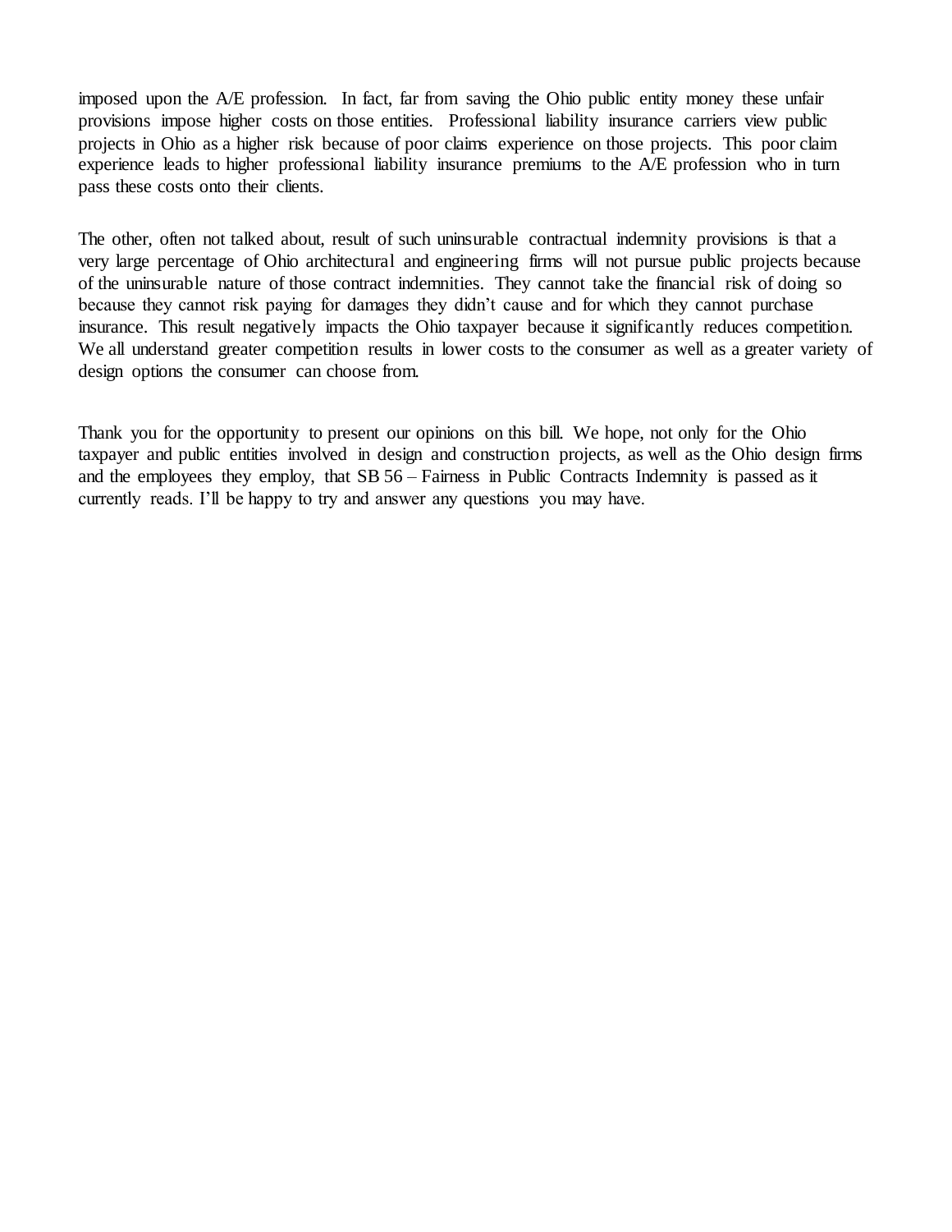imposed upon the A/E profession. In fact, far from saving the Ohio public entity money these unfair provisions impose higher costs on those entities. Professional liability insurance carriers view public projects in Ohio as a higher risk because of poor claims experience on those projects. This poor claim experience leads to higher professional liability insurance premiums to the A/E profession who in turn pass these costs onto their clients.

The other, often not talked about, result of such uninsurable contractual indemnity provisions is that a very large percentage of Ohio architectural and engineering firms will not pursue public projects because of the uninsurable nature of those contract indemnities. They cannot take the financial risk of doing so because they cannot risk paying for damages they didn't cause and for which they cannot purchase insurance. This result negatively impacts the Ohio taxpayer because it significantly reduces competition. We all understand greater competition results in lower costs to the consumer as well as a greater variety of design options the consumer can choose from.

Thank you for the opportunity to present our opinions on this bill. We hope, not only for the Ohio taxpayer and public entities involved in design and construction projects, as well as the Ohio design firms and the employees they employ, that SB 56 – Fairness in Public Contracts Indemnity is passed as it currently reads. I'll be happy to try and answer any questions you may have.